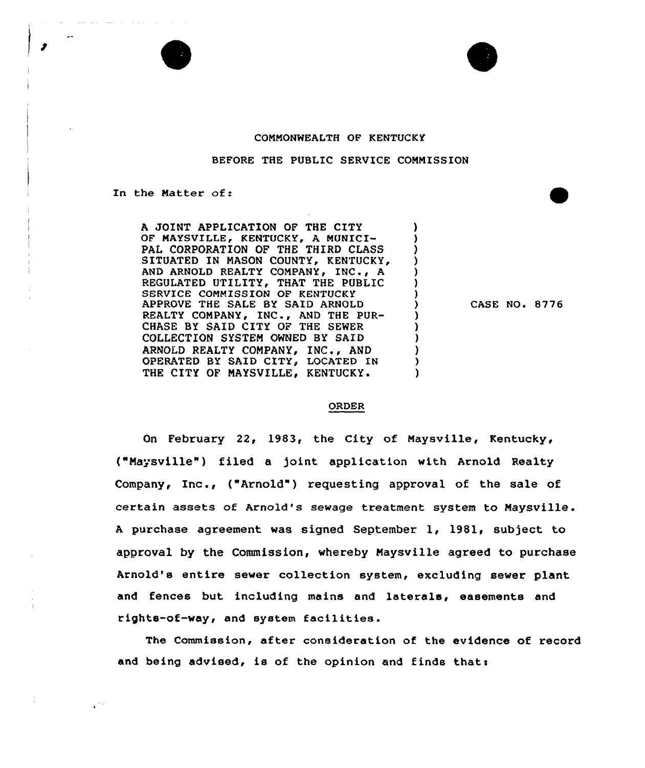COMMONWEALTH OF KENTUCKY

BEFORE THE PUBLIC SERVICE COMMISSION

In the Matter of:

A JOINT APPLICATION OF THE CITY OF MAYSVILLE, KENTUCKY, A MUNICIPAL CORPORATION OF THE THIRD CLASS SITUATED IN MASON COUNTY, KENTUCKY, AND ARNOLD REALTY COMPANY, INC., A REGULATED UTILITY, THAT THE PUBLIC SERVICE COMMISSION OF KENTUCKY APPROVE THE SALE BY SAID ARNOLD REALTY COMPANY, INC., AND THE PURCHASE BY SAID CITY OF THE SEWER COLLECTION SYSTEM OWNED BY SAID ARNOLD REALTY COMPANY, INC., AND OPERATED BY SAID CITY, LOCATED IN THE CITY OF MAYSVILLE, KENTUCKY.

CASE NO. 8776

ORDER

On February 22, 1983, the City of Maysville, Kentucky, ("Maysville") filed a joint application with Arnold Realty Company, Inc., ("Arnold") requesting approval of the sale of certain assets of Arnold's sewage treatment system to Maysville. A purchase agreement was signed September 1, 1981, subject to approval by the Commission, whereby Maysville agreed to purchase Arnold's entire sewer collection system, excluding sewer plant and fences but including mains and laterals, easements and rights-of-way, and system facilities.

The Commission, after consideration of the evidence of record and being advised, is of the opinion and finds that: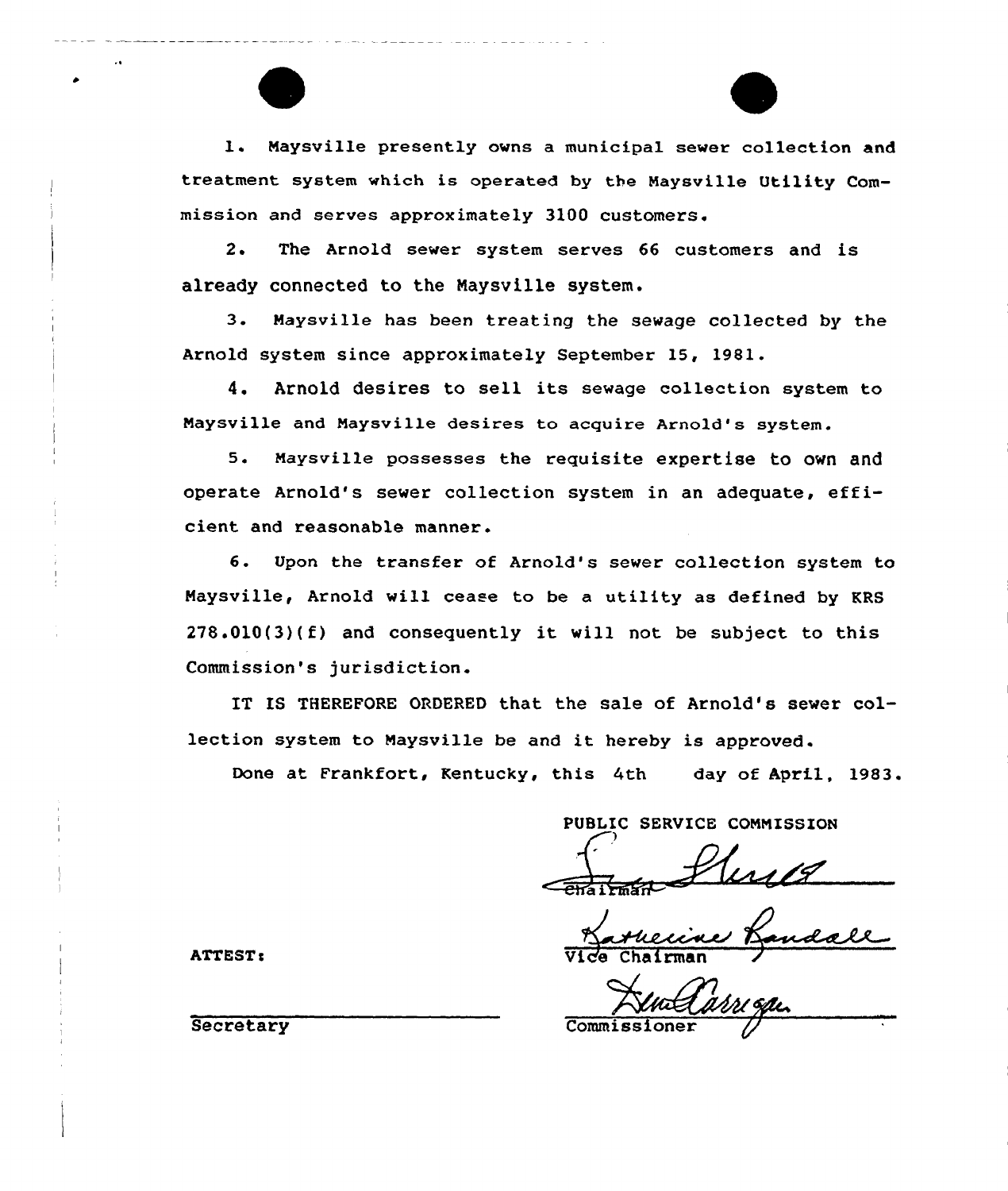1. Maysville presently owns a municipal sewer collection and treatment system which is operated by the Maysville Utility Commission and serves approximately 3100 customers.

2. The Arnold sewer system serves 66 customers and is already connected to the Maysville system.

3. Maysville has been treating the sewage collected by the Arnold system since approximately September 15, 1981.

4. Arnold desires to sell its sewage collection system to Maysville and Maysville desires to acquire Arnold's system.

5. Maysville possesses the requisite expertise to own and operate Arnold's sewer collection system in an adequate, efficient and reasonable manner.

6. Upon the transfer of Arnold's sewer collection system to Maysville, Arnold will cease to be a utility as defined by KRS 278.010(3)(f) and consequently it will not be subject to this Commission's jurisdiction.

IT IS THEREFORE ORDERED that the sale of Arnold's sewer collection system to Maysville be and it hereby is approved.

Done at Frankfort, Kentucky, this 4th day of April, 1983.

PUBLIC SERVICE COMMISSION

Chairman

Vice Chairman

Commissioner

ATTEST:

Secretary